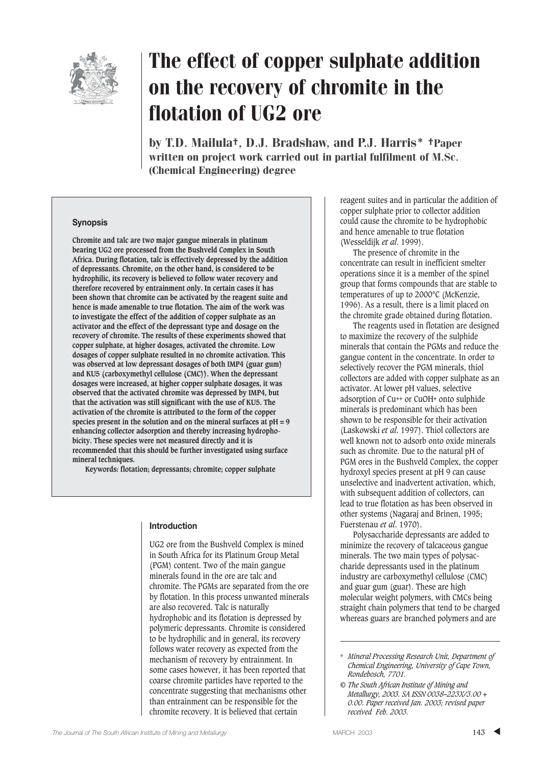# The effect of copper sulphate addition on the recovery of chromite in the flotation of UG2 ore

**by T.D. Mailula†, D.J. Bradshaw, and P.J. Harris\* †Paper written on project work carried out in partial fulfilment of M.Sc. (Chemical Engineering) degree**

### Synopsis

**Chromite and talc are two major gangue minerals in platinum bearing UG2 ore processed from the Bushveld Complex in South Africa. During flotation, talc is effectively depressed by the addition of depressants. Chromite, on the other hand, is considered to be hydrophilic, its recovery is believed to follow water recovery and therefore recovered by entrainment only. In certain cases it has been shown that chromite can be activated by the reagent suite and hence is made amenable to true flotation. The aim of the work was to investigate the effect of the addition of copper sulphate as an activator and the effect of the depressant type and dosage on the recovery of chromite. The results of these experiments showed that copper sulphate, at higher dosages, activated the chromite. Low dosages of copper sulphate resulted in no chromite activation. This was observed at low depressant dosages of both IMP4 (guar gum) and KU5 (carboxymethyl cellulose (CMC)). When the depressant dosages were increased, at higher copper sulphate dosages, it was observed that the activated chromite was depressed by IMP4, but that the activation was still significant with the use of KU5. The activation of the chromite is attributed to the form of the copper species present in the solution and on the mineral surfaces at pH = 9 enhancing collector adsorption and thereby increasing hydrophobicity. These species were not measured directly and it is recommended that this should be further investigated using surface mineral techniques.**

**Keywords: flotation; depressants; chromite; copper sulphate**

## Introduction

UG2 ore from the Bushveld Complex is mined in South Africa for its Platinum Group Metal (PGM) content. Two of the main gangue minerals found in the ore are talc and chromite. The PGMs are separated from the ore by flotation. In this process unwanted minerals are also recovered. Talc is naturally hydrophobic and its flotation is depressed by polymeric depressants. Chromite is considered to be hydrophilic and in general, its recovery follows water recovery as expected from the mechanism of recovery by entrainment. In some cases however, it has been reported that coarse chromite particles have reported to the concentrate suggesting that mechanisms other than entrainment can be responsible for the chromite recovery. It is believed that certain reagent suites and in particular the addition of copper sulphate prior to collector addition could cause the chromite to be hydrophobic and hence amenable to true flotation (Wesseldijk *et al*. 1999).

The presence of chromite in the concentrate can result in inefficient smelter operations since it is a member of the spinel group that forms compounds that are stable to temperatures of up to 2000°C (McKenzie, 1996). As a result, there is a limit placed on the chromite grade obtained during flotation.

The reagents used in flotation are designed to maximize the recovery of the sulphide minerals that contain the PGMs and reduce the gangue content in the concentrate. In order to selectively recover the PGM minerals, thiol collectors are added with copper sulphate as an activator. At lower pH values, selective adsorption of $Cu^{++}$ or $CuOH^{+}$ onto sulphide minerals is predominant which has been shown to be responsible for their activation (Laskowski *et al*. 1997). Thiol collectors are well known not to adsorb onto oxide minerals such as chromite. Due to the natural pH of PGM ores in the Bushveld Complex, the copper hydroxyl species present at pH 9 can cause unselective and inadvertent activation, which, with subsequent addition of collectors, can lead to true flotation as has been observed in other systems (Nagaraj and Brinen, 1995; Fuerstenau *et al*. 1970).

Polysaccharide depressants are added to minimize the recovery of talcaceous gangue minerals. The two main types of polysaccharide depressants used in the platinum industry are carboxymethyl cellulose (CMC) and guar gum (guar). These are high molecular weight polymers, with CMCs being straight chain polymers that tend to be charged whereas guars are branched polymers and are

\* *Mineral Processing Research Unit, Department of Chemical Engineering, University of Cape Town, Rondebosch, 7701.*

© *The South African Institute of Mining and Metallurgy, 2003. SA ISSN 0038–223X/3.00 + 0.00. Paper received Jan. 2003; revised paper received Feb. 2003.*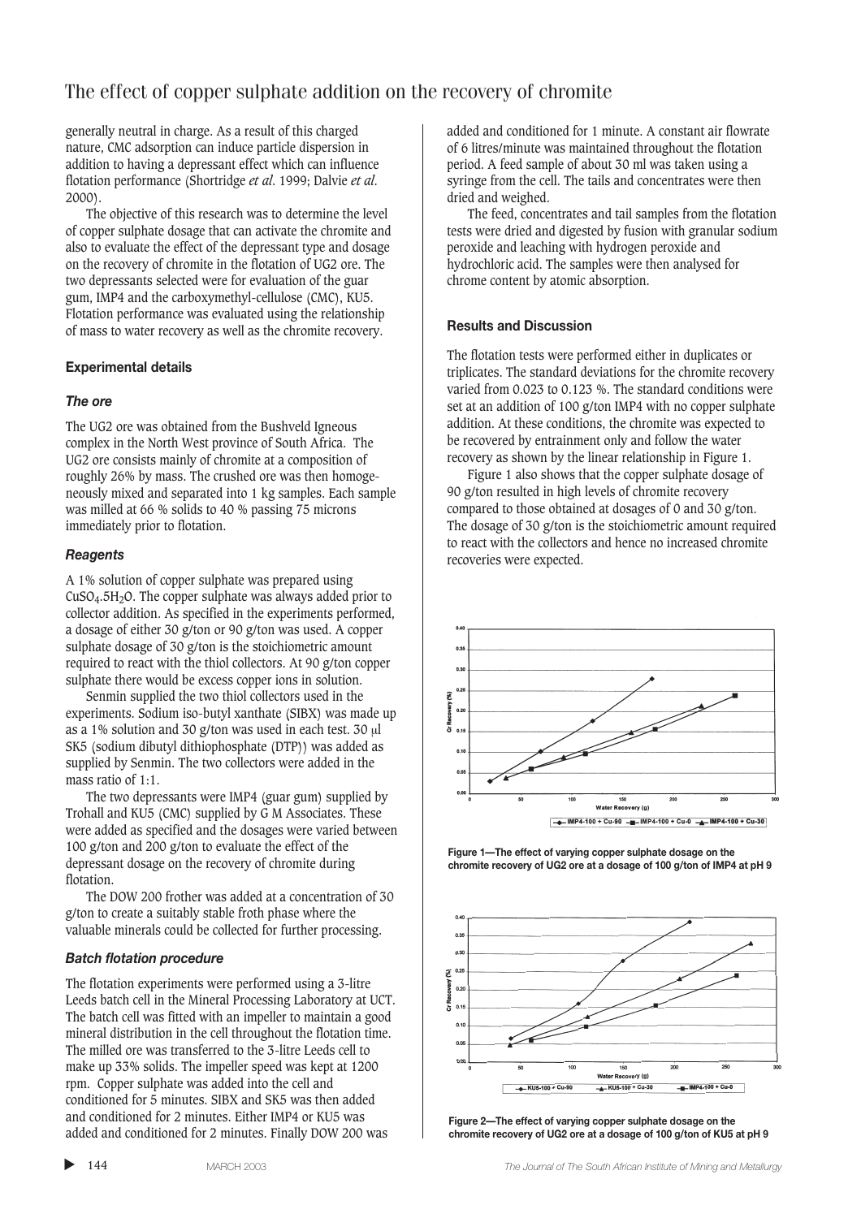generally neutral in charge. As a result of this charged nature, CMC adsorption can induce particle dispersion in addition to having a depressant effect which can influence flotation performance (Shortridge *et al*. 1999; Dalvie *et al*. 2000).

The objective of this research was to determine the level of copper sulphate dosage that can activate the chromite and also to evaluate the effect of the depressant type and dosage on the recovery of chromite in the flotation of UG2 ore. The two depressants selected were for evaluation of the guar gum, IMP4 and the carboxymethyl-cellulose (CMC), KU5. Flotation performance was evaluated using the relationship of mass to water recovery as well as the chromite recovery.

### Experimental details

#### *The ore*

The UG2 ore was obtained from the Bushveld Igneous complex in the North West province of South Africa. The UG2 ore consists mainly of chromite at a composition of roughly 26% by mass. The crushed ore was then homogeneously mixed and separated into 1 kg samples. Each sample was milled at 66 % solids to 40 % passing 75 microns immediately prior to flotation.

#### *Reagents*

A 1% solution of copper sulphate was prepared using $CuSO_4.5H_2O$. The copper sulphate was always added prior to collector addition. As specified in the experiments performed, a dosage of either 30 g/ton or 90 g/ton was used. A copper sulphate dosage of 30 g/ton is the stoichiometric amount required to react with the thiol collectors. At 90 g/ton copper sulphate there would be excess copper ions in solution.

Senmin supplied the two thiol collectors used in the experiments. Sodium iso-butyl xanthate (SIBX) was made up as a 1% solution and 30 g/ton was used in each test. 30 μl SK5 (sodium dibutyl dithiophosphate (DTP)) was added as supplied by Senmin. The two collectors were added in the mass ratio of 1:1.

The two depressants were IMP4 (guar gum) supplied by Trohall and KU5 (CMC) supplied by G M Associates. These were added as specified and the dosages were varied between 100 g/ton and 200 g/ton to evaluate the effect of the depressant dosage on the recovery of chromite during flotation.

The DOW 200 frother was added at a concentration of 30 g/ton to create a suitably stable froth phase where the valuable minerals could be collected for further processing.

#### *Batch flotation procedure*

The flotation experiments were performed using a 3-litre Leeds batch cell in the Mineral Processing Laboratory at UCT. The batch cell was fitted with an impeller to maintain a good mineral distribution in the cell throughout the flotation time. The milled ore was transferred to the 3-litre Leeds cell to make up 33% solids. The impeller speed was kept at 1200 rpm. Copper sulphate was added into the cell and conditioned for 5 minutes. SIBX and SK5 was then added and conditioned for 2 minutes. Either IMP4 or KU5 was added and conditioned for 2 minutes. Finally DOW 200 was added and conditioned for 1 minute. A constant air flowrate of 6 litres/minute was maintained throughout the flotation period. A feed sample of about 30 ml was taken using a syringe from the cell. The tails and concentrates were then dried and weighed.

The feed, concentrates and tail samples from the flotation tests were dried and digested by fusion with granular sodium peroxide and leaching with hydrogen peroxide and hydrochloric acid. The samples were then analysed for chrome content by atomic absorption.

### Results and Discussion

The flotation tests were performed either in duplicates or triplicates. The standard deviations for the chromite recovery varied from 0.023 to 0.123 %. The standard conditions were set at an addition of 100 g/ton IMP4 with no copper sulphate addition. At these conditions, the chromite was expected to be recovered by entrainment only and follow the water recovery as shown by the linear relationship in Figure 1.

Figure 1 also shows that the copper sulphate dosage of 90 g/ton resulted in high levels of chromite recovery compared to those obtained at dosages of 0 and 30 g/ton. The dosage of 30 g/ton is the stoichiometric amount required to react with the collectors and hence no increased chromite recoveries were expected.

**Figure 1—The effect of varying copper sulphate dosage on the chromite recovery of UG2 ore at a dosage of 100 g/ton of IMP4 at pH 9**

**Figure 2—The effect of varying copper sulphate dosage on the chromite recovery of UG2 ore at a dosage of 100 g/ton of KU5 at pH 9**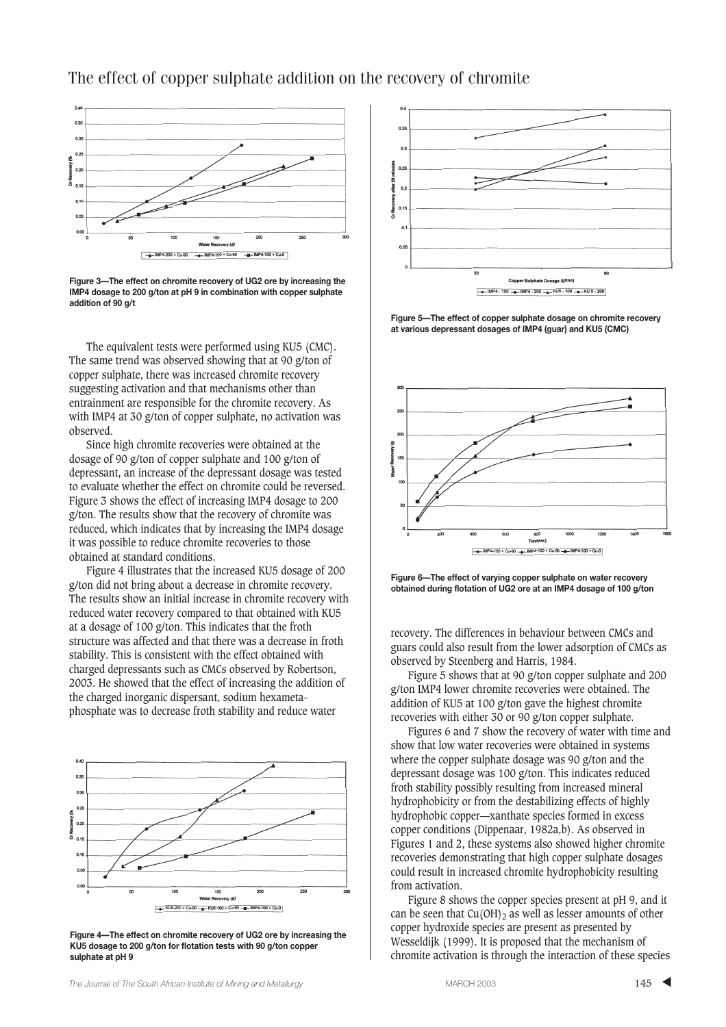Figure 3—The effect on chromite recovery of UG2 ore by increasing the IMP4 dosage to 200 g/ton at pH 9 in combination with copper sulphate addition of 90 g/t

The equivalent tests were performed using KU5 (CMC). The same trend was observed showing that at 90 g/ton of copper sulphate, there was increased chromite recovery suggesting activation and that mechanisms other than entrainment are responsible for the chromite recovery. As with IMP4 at 30 g/ton of copper sulphate, no activation was observed.

Since high chromite recoveries were obtained at the dosage of 90 g/ton of copper sulphate and 100 g/ton of depressant, an increase of the depressant dosage was tested to evaluate whether the effect on chromite could be reversed. Figure 3 shows the effect of increasing IMP4 dosage to 200 g/ton. The results show that the recovery of chromite was reduced, which indicates that by increasing the IMP4 dosage it was possible to reduce chromite recoveries to those obtained at standard conditions.

Figure 4 illustrates that the increased KU5 dosage of 200 g/ton did not bring about a decrease in chromite recovery. The results show an initial increase in chromite recovery with reduced water recovery compared to that obtained with KU5 at a dosage of 100 g/ton. This indicates that the froth structure was affected and that there was a decrease in froth stability. This is consistent with the effect obtained with charged depressants such as CMCs observed by Robertson, 2003. He showed that the effect of increasing the addition of the charged inorganic dispersant, sodium hexametaphosphate was to decrease froth stability and reduce water recovery. The differences in behaviour between CMCs and guars could also result from the lower adsorption of CMCs as observed by Steenberg and Harris, 1984.

Figure 4—The effect on chromite recovery of UG2 ore by increasing the KU5 dosage to 200 g/ton for flotation tests with 90 g/ton copper sulphate at pH 9

Figure 5—The effect of copper sulphate dosage on chromite recovery at various depressant dosages of IMP4 (guar) and KU5 (CMC)

Figure 6—The effect of varying copper sulphate on water recovery obtained during flotation of UG2 ore at an IMP4 dosage of 100 g/ton

Figure 5 shows that at 90 g/ton copper sulphate and 200 g/ton IMP4 lower chromite recoveries were obtained. The addition of KU5 at 100 g/ton gave the highest chromite recoveries with either 30 or 90 g/ton copper sulphate.

Figures 6 and 7 show the recovery of water with time and show that low water recoveries were obtained in systems where the copper sulphate dosage was 90 g/ton and the depressant dosage was 100 g/ton. This indicates reduced froth stability possibly resulting from increased mineral hydrophobicity or from the destabilizing effects of highly hydrophobic copper—xanthate species formed in excess copper conditions (Dippenaar, 1982a,b). As observed in Figures 1 and 2, these systems also showed higher chromite recoveries demonstrating that high copper sulphate dosages could result in increased chromite hydrophobicity resulting from activation.

Figure 8 shows the copper species present at pH 9, and it can be seen that $Cu(OH)_2$ as well as lesser amounts of other copper hydroxide species are present as presented by Wesseldijk (1999). It is proposed that the mechanism of chromite activation is through the interaction of these species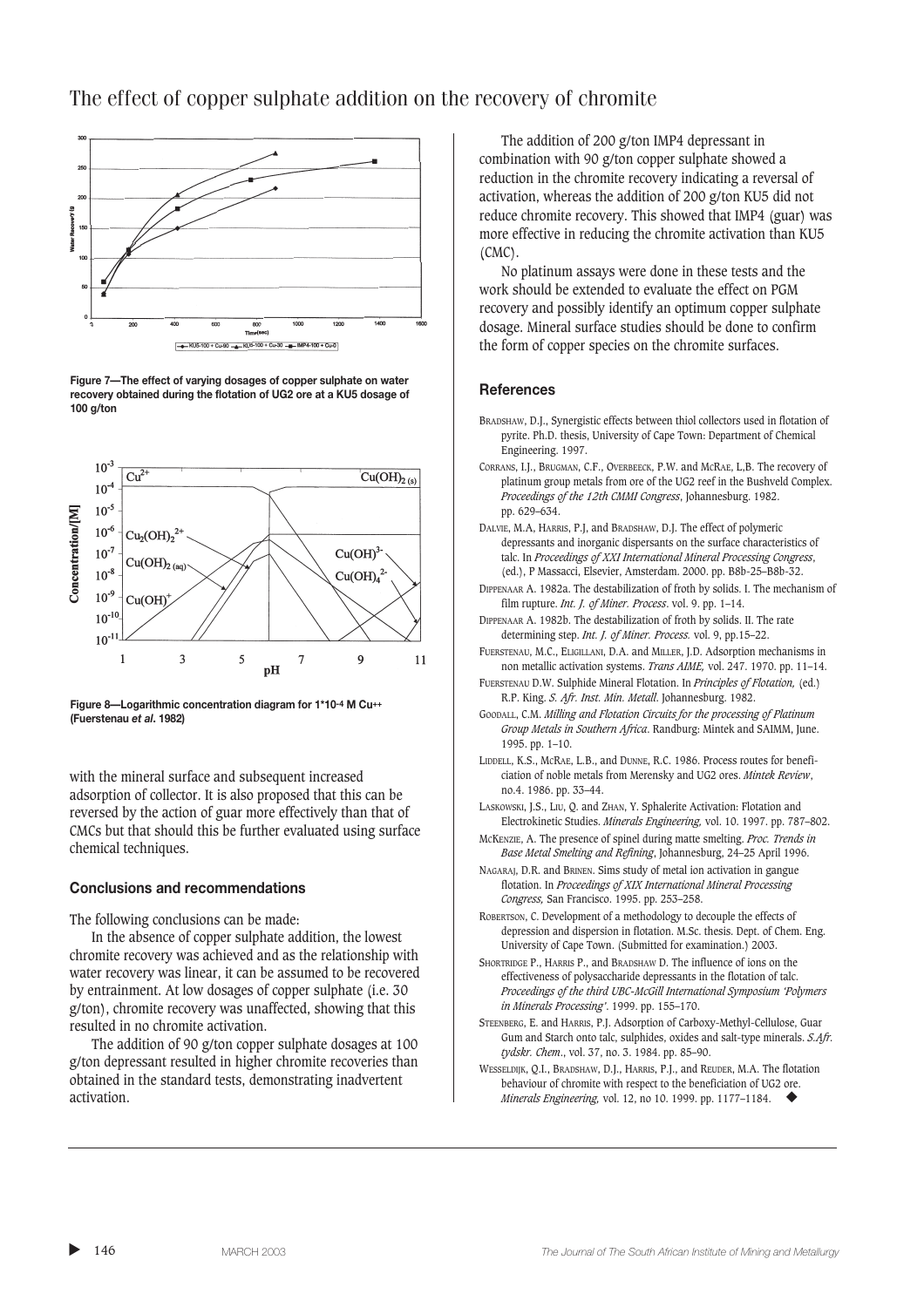Figure 7 chart text:

Water Recovery (g)

300
250
200
150
100
50
0

0
200
400
600
800
1000
1200
1400
1600

Time(sec)

KU5-100 + Cu-90   KU5-100 + Cu-30   IMP4-100 + Cu-0

Figure 7—The effect of varying dosages of copper sulphate on water recovery obtained during the flotation of UG2 ore at a KU5 dosage of 100 g/ton

Figure 8 chart text:

Concentration/[M]

$10^{-3}$
$10^{-4}$
$10^{-5}$
$10^{-6}$
$10^{-7}$
$10^{-8}$
$10^{-9}$
$10^{-10}$
$10^{-11}$

1
3
5
7
9
11

pH

$Cu^{2+}$

$Cu(OH)_{2\,(s)}$

$Cu_2(OH)_2^{2+}$

$Cu(OH)_{2\,(aq)}$

$Cu(OH)^+$

$Cu(OH)^{3-}$

$Cu(OH)_4^{2-}$

Figure 8—Logarithmic concentration diagram for $1*10^{-4}$ M $Cu^{++}$ (Fuerstenau *et al*. 1982)

with the mineral surface and subsequent increased adsorption of collector. It is also proposed that this can be reversed by the action of guar more effectively than that of CMCs but that should this be further evaluated using surface chemical techniques.

## Conclusions and recommendations

The following conclusions can be made:

In the absence of copper sulphate addition, the lowest chromite recovery was achieved and as the relationship with water recovery was linear, it can be assumed to be recovered by entrainment. At low dosages of copper sulphate (i.e. 30 g/ton), chromite recovery was unaffected, showing that this resulted in no chromite activation.

The addition of 90 g/ton copper sulphate dosages at 100 g/ton depressant resulted in higher chromite recoveries than obtained in the standard tests, demonstrating inadvertent activation.

The addition of 200 g/ton IMP4 depressant in combination with 90 g/ton copper sulphate showed a reduction in the chromite recovery indicating a reversal of activation, whereas the addition of 200 g/ton KU5 did not reduce chromite recovery. This showed that IMP4 (guar) was more effective in reducing the chromite activation than KU5 (CMC).

No platinum assays were done in these tests and the work should be extended to evaluate the effect on PGM recovery and possibly identify an optimum copper sulphate dosage. Mineral surface studies should be done to confirm the form of copper species on the chromite surfaces.

## References

BRADSHAW, D.J., Synergistic effects between thiol collectors used in flotation of pyrite. Ph.D. thesis, University of Cape Town: Department of Chemical Engineering. 1997.

CORRANS, I.J., BRUGMAN, C.F., OVERBEECK, P.W. and MCRAE, L,B. The recovery of platinum group metals from ore of the UG2 reef in the Bushveld Complex. *Proceedings of the 12th CMMI Congress*, Johannesburg. 1982. pp. 629–634.

DALVIE, M.A, HARRIS, P.J, and BRADSHAW, D.J. The effect of polymeric depressants and inorganic dispersants on the surface characteristics of talc. In *Proceedings of XXI International Mineral Processing Congress*, (ed.), P Massacci, Elsevier, Amsterdam. 2000. pp. B8b-25–B8b-32.

DIPPENAAR A. 1982a. The destabilization of froth by solids. I. The mechanism of film rupture. *Int. J. of Miner. Process*. vol. 9. pp. 1–14.

DIPPENAAR A. 1982b. The destabilization of froth by solids. II. The rate determining step. *Int. J. of Miner. Process.* vol. 9, pp.15–22.

FUERSTENAU, M.C., ELIGILLANI, D.A. and MILLER, J.D. Adsorption mechanisms in non metallic activation systems. *Trans AIME,* vol. 247. 1970. pp. 11–14.

FUERSTENAU D.W. Sulphide Mineral Flotation. In *Principles of Flotation,* (ed.) R.P. King. *S. Afr. Inst. Min. Metall*. Johannesburg. 1982.

GOODALL, C.M. *Milling and Flotation Circuits for the processing of Platinum Group Metals in Southern Africa*. Randburg: Mintek and SAIMM, June. 1995. pp. 1–10.

LIDDELL, K.S., MCRAE, L.B., and DUNNE, R.C. 1986. Process routes for beneficiation of noble metals from Merensky and UG2 ores. *Mintek Review*, no.4. 1986. pp. 33–44.

LASKOWSKI, J.S., LIU, Q. and ZHAN, Y. Sphalerite Activation: Flotation and Electrokinetic Studies. *Minerals Engineering,* vol. 10. 1997. pp. 787–802.

MCKENZIE, A. The presence of spinel during matte smelting. *Proc. Trends in Base Metal Smelting and Refining*, Johannesburg, 24–25 April 1996.

NAGARAJ, D.R. and BRINEN. Sims study of metal ion activation in gangue flotation. In *Proceedings of XIX International Mineral Processing Congress,* San Francisco. 1995. pp. 253–258.

ROBERTSON, C. Development of a methodology to decouple the effects of depression and dispersion in flotation. M.Sc. thesis. Dept. of Chem. Eng. University of Cape Town. (Submitted for examination.) 2003.

SHORTRIDGE P., HARRIS P., and BRADSHAW D. The influence of ions on the effectiveness of polysaccharide depressants in the flotation of talc. *Proceedings of the third UBC-McGill International Symposium 'Polymers in Minerals Processing'*. 1999. pp. 155–170.

STEENBERG, E. and HARRIS, P.J. Adsorption of Carboxy-Methyl-Cellulose, Guar Gum and Starch onto talc, sulphides, oxides and salt-type minerals. *S.Afr. tydskr. Chem*., vol. 37, no. 3. 1984. pp. 85–90.

WESSELDIJK, Q.I., BRADSHAW, D.J., HARRIS, P.J., and REUDER, M.A. The flotation behaviour of chromite with respect to the beneficiation of UG2 ore. *Minerals Engineering,* vol. 12, no 10. 1999. pp. 1177–1184. ◆